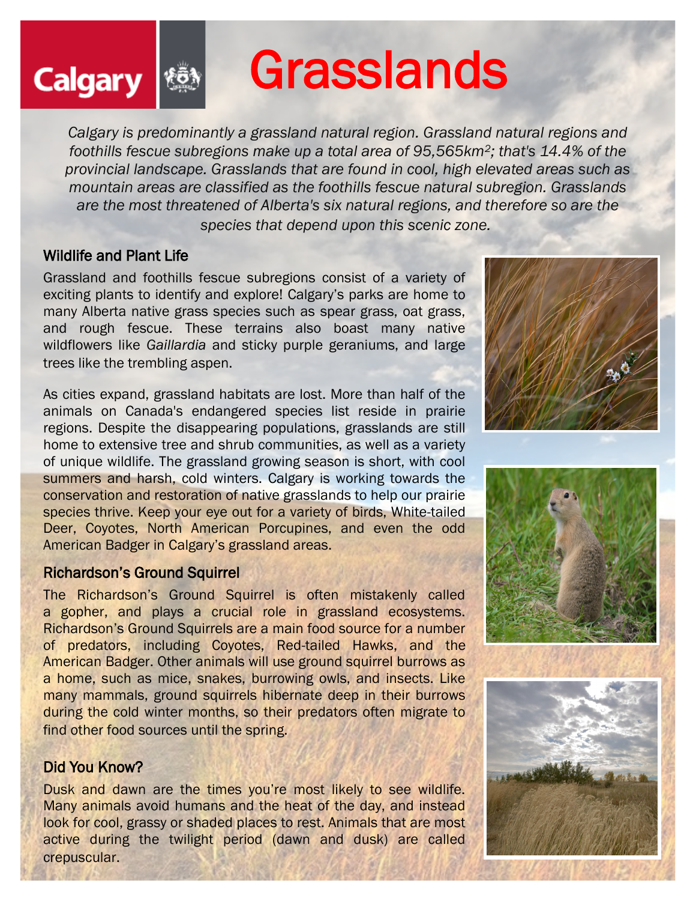# Grasslands

*Calgary is predominantly a grassland natural region. Grassland natural regions and foothills fescue subregions make up a total area of 95,565km²; that's 14.4% of the provincial landscape. Grasslands that are found in cool, high elevated areas such as mountain areas are classified as the foothills fescue natural subregion. Grasslands are the most threatened of Alberta's six natural regions, and therefore so are the species that depend upon this scenic zone.*

## Wildlife and Plant Life

Grassland and foothills fescue subregions consist of a variety of exciting plants to identify and explore! Calgary's parks are home to many Alberta native grass species such as spear grass, oat grass, and rough fescue. These terrains also boast many native wildflowers like *Gaillardia* and sticky purple geraniums, and large trees like the trembling aspen.

As cities expand, grassland habitats are lost. More than half of the animals on Canada's endangered species list reside in prairie regions. Despite the disappearing populations, grasslands are still home to extensive tree and shrub communities, as well as a variety of unique wildlife. The grassland growing season is short, with cool summers and harsh, cold winters. Calgary is working towards the conservation and restoration of native grasslands to help our prairie species thrive. Keep your eye out for a variety of birds, White-tailed Deer, Coyotes, North American Porcupines, and even the odd American Badger in Calgary's grassland areas.

## Richardson's Ground Squirrel

The Richardson's Ground Squirrel is often mistakenly called a gopher, and plays a crucial role in grassland ecosystems. Richardson's Ground Squirrels are a main food source for a number of predators, including Coyotes, Red-tailed Hawks, and the American Badger. Other animals will use ground squirrel burrows as a home, such as mice, snakes, burrowing owls, and insects. Like many mammals, ground squirrels hibernate deep in their burrows during the cold winter months, so their predators often migrate to find other food sources until the spring.

## Did You Know?

Dusk and dawn are the times you're most likely to see wildlife. Many animals avoid humans and the heat of the day, and instead look for cool, grassy or shaded places to rest. Animals that are most active during the twilight period (dawn and dusk) are called crepuscular.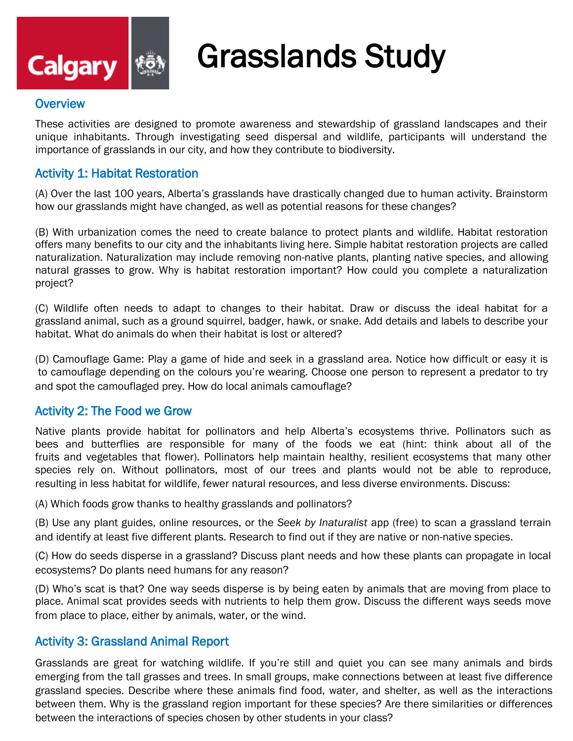# Grasslands Study

## Overview

These activities are designed to promote awareness and stewardship of grassland landscapes and their unique inhabitants. Through investigating seed dispersal and wildlife, participants will understand the importance of grasslands in our city, and how they contribute to biodiversity.

## Activity 1: Habitat Restoration

(A) Over the last 100 years, Alberta's grasslands have drastically changed due to human activity. Brainstorm how our grasslands might have changed, as well as potential reasons for these changes?

(B) With urbanization comes the need to create balance to protect plants and wildlife. Habitat restoration offers many benefits to our city and the inhabitants living here. Simple habitat restoration projects are called naturalization. Naturalization may include removing non-native plants, planting native species, and allowing natural grasses to grow. Why is habitat restoration important? How could you complete a naturalization project?

(C) Wildlife often needs to adapt to changes to their habitat. Draw or discuss the ideal habitat for a grassland animal, such as a ground squirrel, badger, hawk, or snake. Add details and labels to describe your habitat. What do animals do when their habitat is lost or altered?

(D) Camouflage Game: Play a game of hide and seek in a grassland area. Notice how difficult or easy it is to camouflage depending on the colours you're wearing. Choose one person to represent a predator to try and spot the camouflaged prey. How do local animals camouflage?

## Activity 2: The Food we Grow

Native plants provide habitat for pollinators and help Alberta's ecosystems thrive. Pollinators such as bees and butterflies are responsible for many of the foods we eat (hint: think about all of the fruits and vegetables that flower). Pollinators help maintain healthy, resilient ecosystems that many other species rely on. Without pollinators, most of our trees and plants would not be able to reproduce, resulting in less habitat for wildlife, fewer natural resources, and less diverse environments. Discuss:

(A) Which foods grow thanks to healthy grasslands and pollinators?

(B) Use any plant guides, online resources, or the *Seek by Inaturalist* app (free) to scan a grassland terrain and identify at least five different plants. Research to find out if they are native or non-native species.

(C) How do seeds disperse in a grassland? Discuss plant needs and how these plants can propagate in local ecosystems? Do plants need humans for any reason?

(D) Who's scat is that? One way seeds disperse is by being eaten by animals that are moving from place to place. Animal scat provides seeds with nutrients to help them grow. Discuss the different ways seeds move from place to place, either by animals, water, or the wind.

## Activity 3: Grassland Animal Report

Grasslands are great for watching wildlife. If you're still and quiet you can see many animals and birds emerging from the tall grasses and trees. In small groups, make connections between at least five difference grassland species. Describe where these animals find food, water, and shelter, as well as the interactions between them. Why is the grassland region important for these species? Are there similarities or differences between the interactions of species chosen by other students in your class?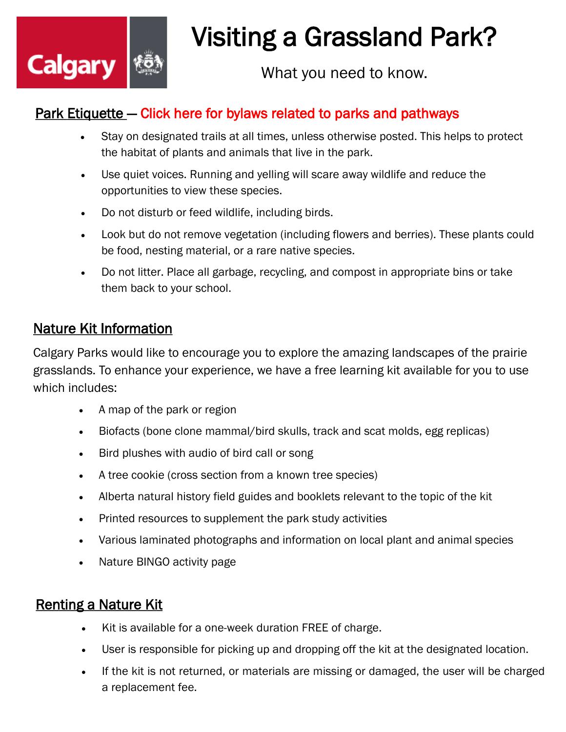# Visiting a Grassland Park?

What you need to know.

## Park Etiquette — Click here for bylaws related to parks and pathways

- Stay on designated trails at all times, unless otherwise posted. This helps to protect the habitat of plants and animals that live in the park.
- Use quiet voices. Running and yelling will scare away wildlife and reduce the opportunities to view these species.
- Do not disturb or feed wildlife, including birds.
- Look but do not remove vegetation (including flowers and berries). These plants could be food, nesting material, or a rare native species.
- Do not litter. Place all garbage, recycling, and compost in appropriate bins or take them back to your school.

## Nature Kit Information

Calgary Parks would like to encourage you to explore the amazing landscapes of the prairie grasslands. To enhance your experience, we have a free learning kit available for you to use which includes:

- A map of the park or region
- Biofacts (bone clone mammal/bird skulls, track and scat molds, egg replicas)
- Bird plushes with audio of bird call or song
- A tree cookie (cross section from a known tree species)
- Alberta natural history field guides and booklets relevant to the topic of the kit
- Printed resources to supplement the park study activities
- Various laminated photographs and information on local plant and animal species
- Nature BINGO activity page

## Renting a Nature Kit

- Kit is available for a one-week duration FREE of charge.
- User is responsible for picking up and dropping off the kit at the designated location.
- If the kit is not returned, or materials are missing or damaged, the user will be charged a replacement fee.